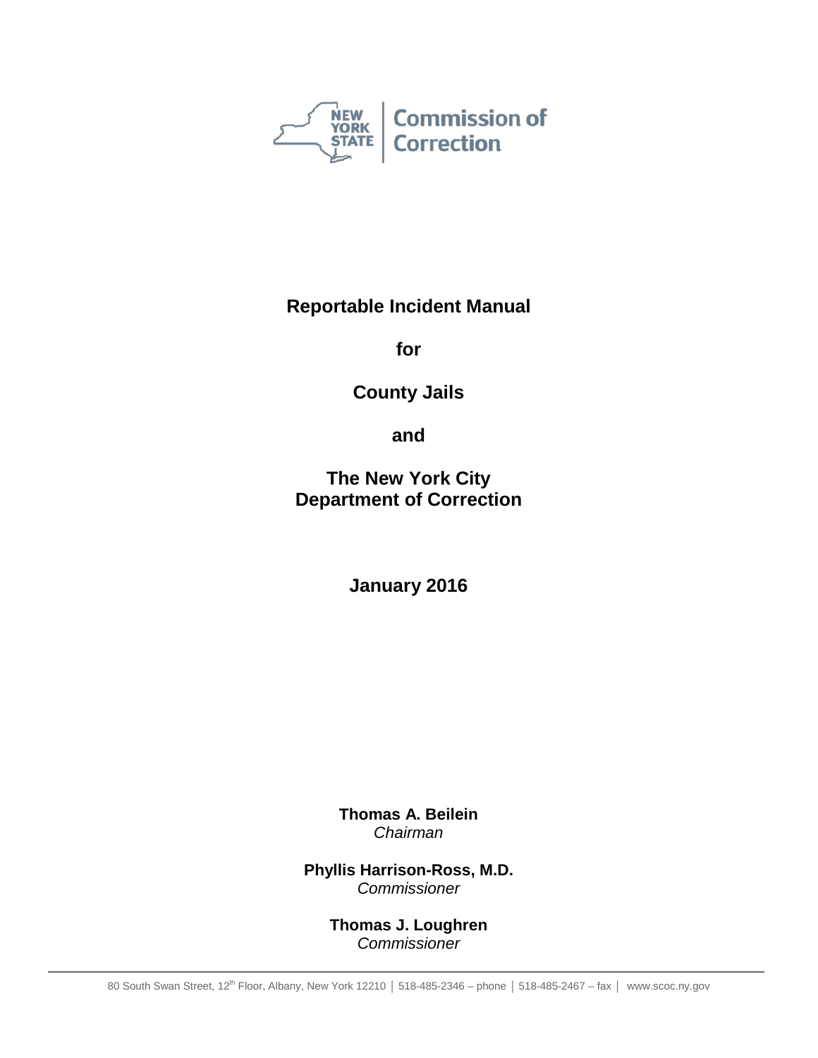NEW YORK STATE | Commission of Correction

# Reportable Incident Manual

# for

# County Jails

# and

# The New York City Department of Correction

## January 2016

**Thomas A. Beilein**
*Chairman*

**Phyllis Harrison-Ross, M.D.**
*Commissioner*

**Thomas J. Loughren**
*Commissioner*

80 South Swan Street, 12th Floor, Albany, New York 12210 │ 518-485-2346 – phone │ 518-485-2467 – fax │ www.scoc.ny.gov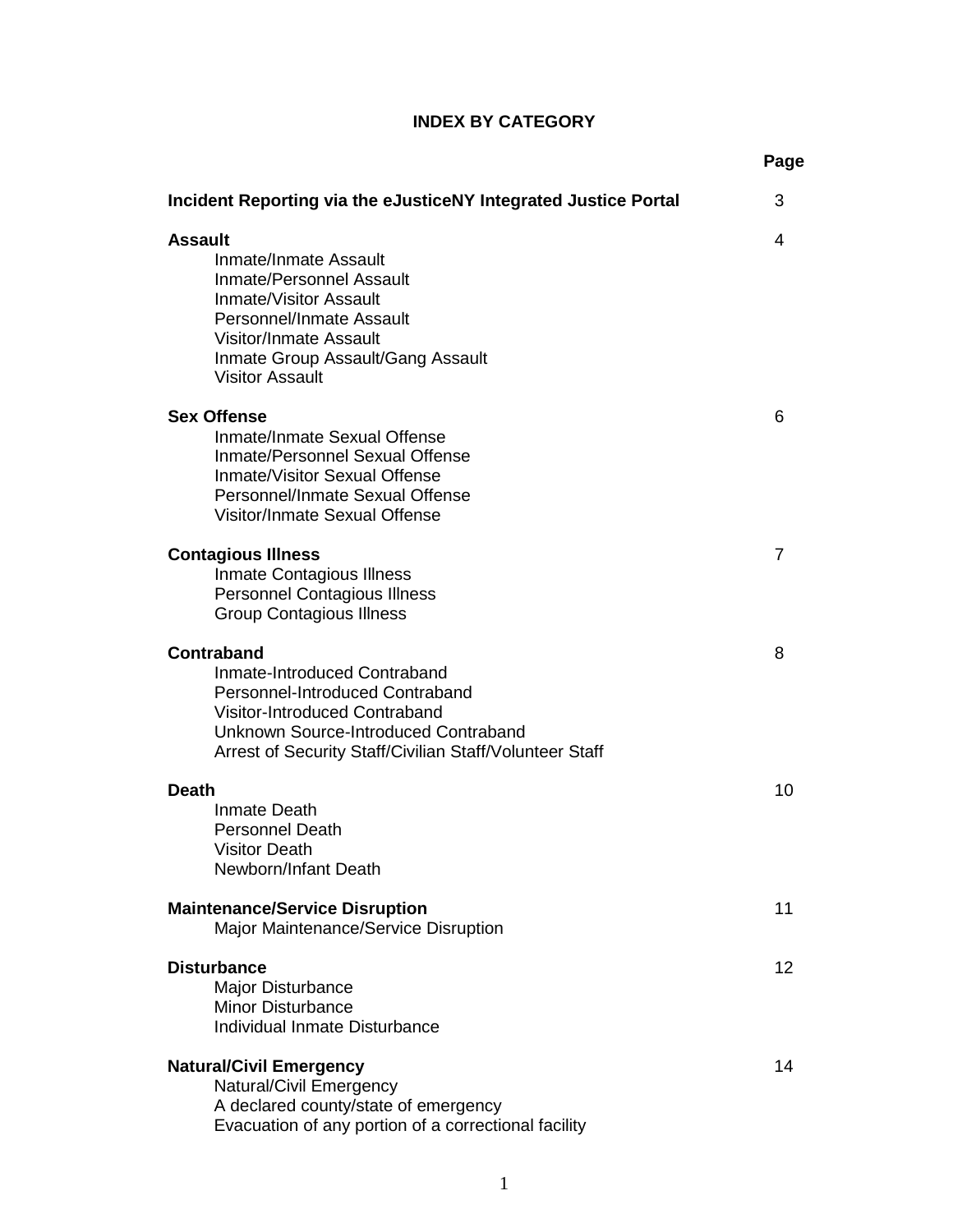# INDEX BY CATEGORY

| | Page |
|---|---|
| **Incident Reporting via the eJusticeNY Integrated Justice Portal** | 3 |
| **Assault**<br>Inmate/Inmate Assault<br>Inmate/Personnel Assault<br>Inmate/Visitor Assault<br>Personnel/Inmate Assault<br>Visitor/Inmate Assault<br>Inmate Group Assault/Gang Assault<br>Visitor Assault | 4 |
| **Sex Offense**<br>Inmate/Inmate Sexual Offense<br>Inmate/Personnel Sexual Offense<br>Inmate/Visitor Sexual Offense<br>Personnel/Inmate Sexual Offense<br>Visitor/Inmate Sexual Offense | 6 |
| **Contagious Illness**<br>Inmate Contagious Illness<br>Personnel Contagious Illness<br>Group Contagious Illness | 7 |
| **Contraband**<br>Inmate-Introduced Contraband<br>Personnel-Introduced Contraband<br>Visitor-Introduced Contraband<br>Unknown Source-Introduced Contraband<br>Arrest of Security Staff/Civilian Staff/Volunteer Staff | 8 |
| **Death**<br>Inmate Death<br>Personnel Death<br>Visitor Death<br>Newborn/Infant Death | 10 |
| **Maintenance/Service Disruption**<br>Major Maintenance/Service Disruption | 11 |
| **Disturbance**<br>Major Disturbance<br>Minor Disturbance<br>Individual Inmate Disturbance | 12 |
| **Natural/Civil Emergency**<br>Natural/Civil Emergency<br>A declared county/state of emergency<br>Evacuation of any portion of a correctional facility | 14 |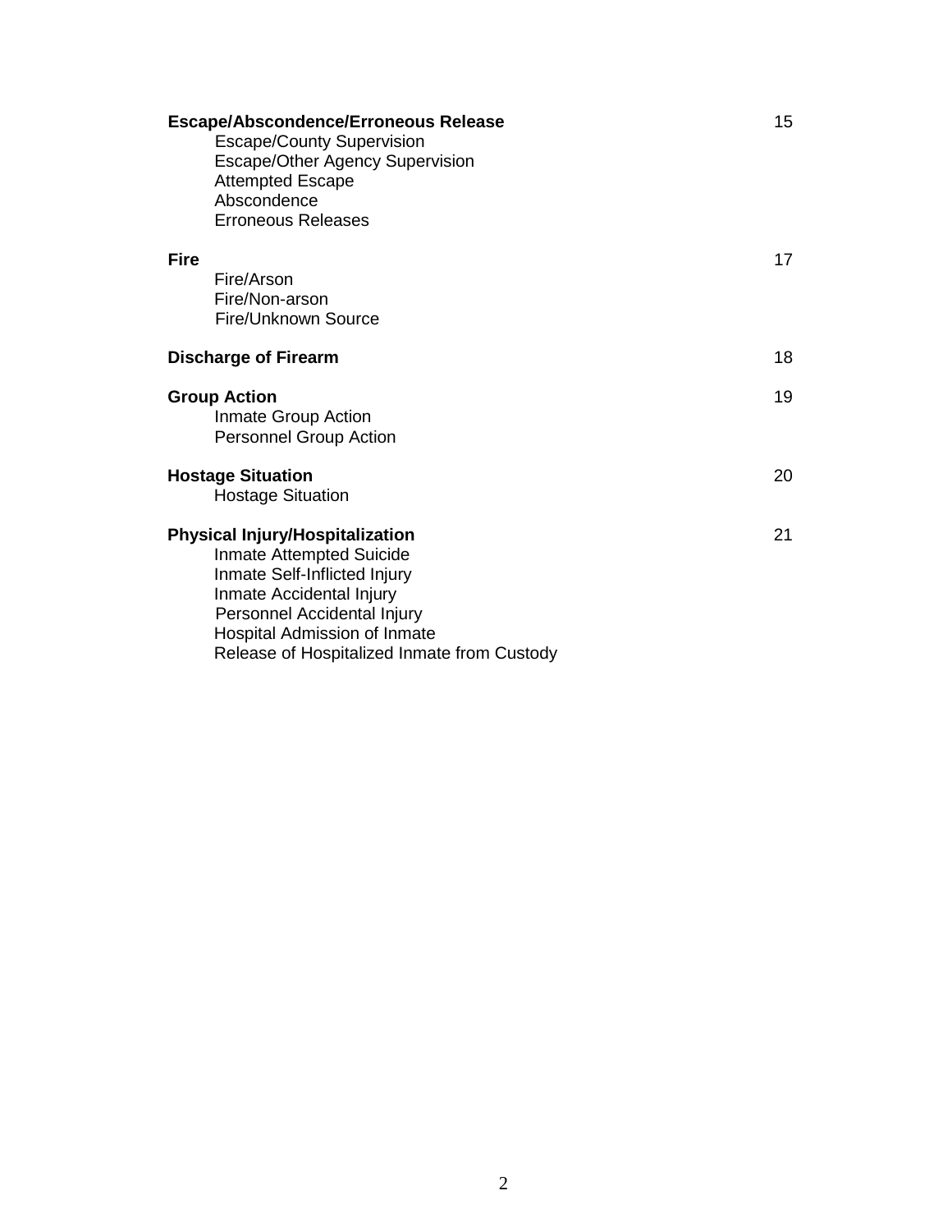**Escape/Abscondence/Erroneous Release** 15

- Escape/County Supervision
- Escape/Other Agency Supervision
- Attempted Escape
- Abscondence
- Erroneous Releases

**Fire** 17

- Fire/Arson
- Fire/Non-arson
- Fire/Unknown Source

**Discharge of Firearm** 18

**Group Action** 19

- Inmate Group Action
- Personnel Group Action

**Hostage Situation** 20

- Hostage Situation

**Physical Injury/Hospitalization** 21

- Inmate Attempted Suicide
- Inmate Self-Inflicted Injury
- Inmate Accidental Injury
- Personnel Accidental Injury
- Hospital Admission of Inmate
- Release of Hospitalized Inmate from Custody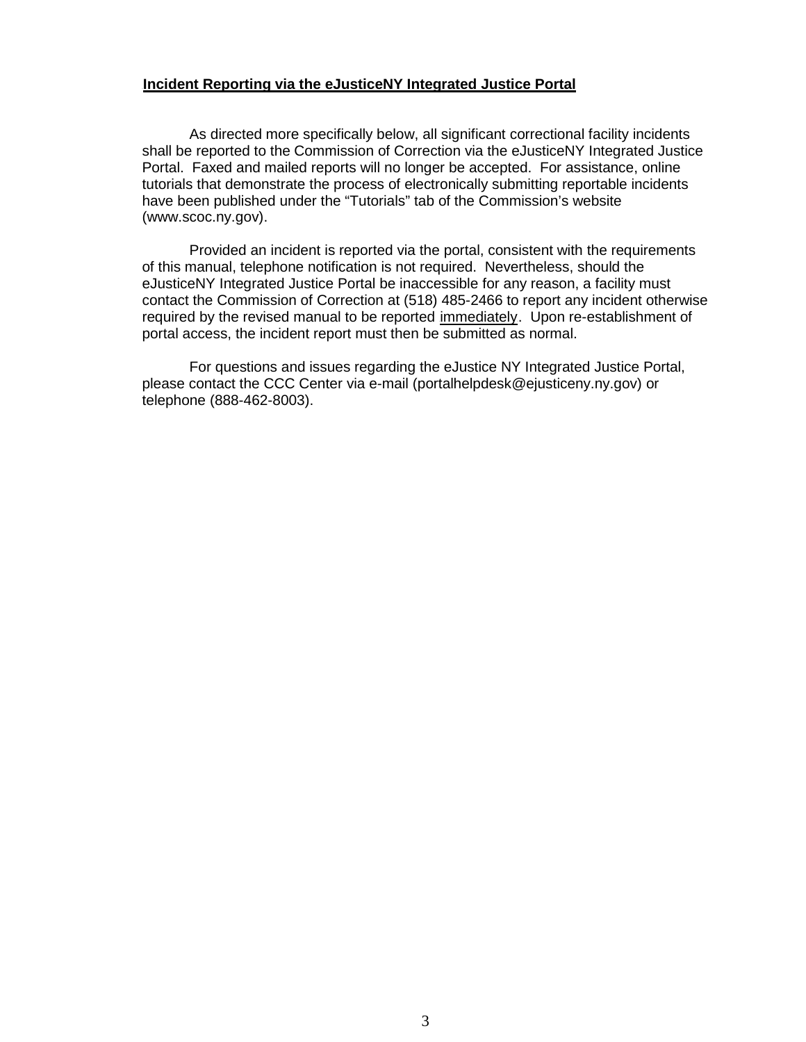## Incident Reporting via the eJusticeNY Integrated Justice Portal

As directed more specifically below, all significant correctional facility incidents shall be reported to the Commission of Correction via the eJusticeNY Integrated Justice Portal. Faxed and mailed reports will no longer be accepted. For assistance, online tutorials that demonstrate the process of electronically submitting reportable incidents have been published under the "Tutorials" tab of the Commission's website (www.scoc.ny.gov).

Provided an incident is reported via the portal, consistent with the requirements of this manual, telephone notification is not required. Nevertheless, should the eJusticeNY Integrated Justice Portal be inaccessible for any reason, a facility must contact the Commission of Correction at (518) 485-2466 to report any incident otherwise required by the revised manual to be reported immediately. Upon re-establishment of portal access, the incident report must then be submitted as normal.

For questions and issues regarding the eJustice NY Integrated Justice Portal, please contact the CCC Center via e-mail (portalhelpdesk@ejusticeny.ny.gov) or telephone (888-462-8003).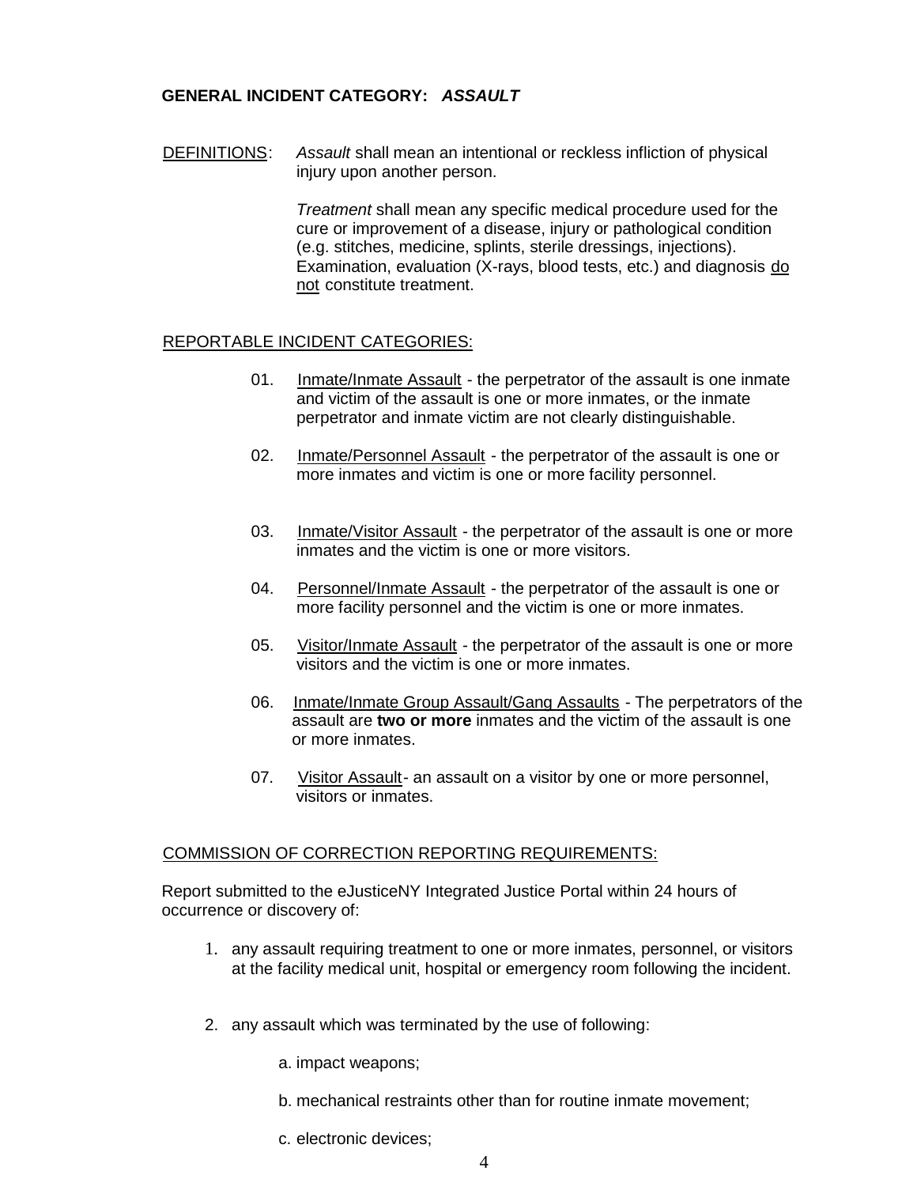**GENERAL INCIDENT CATEGORY:** ***ASSAULT***

DEFINITIONS: *Assault* shall mean an intentional or reckless infliction of physical injury upon another person.

*Treatment* shall mean any specific medical procedure used for the cure or improvement of a disease, injury or pathological condition (e.g. stitches, medicine, splints, sterile dressings, injections). Examination, evaluation (X-rays, blood tests, etc.) and diagnosis do not constitute treatment.

REPORTABLE INCIDENT CATEGORIES:

01. Inmate/Inmate Assault - the perpetrator of the assault is one inmate and victim of the assault is one or more inmates, or the inmate perpetrator and inmate victim are not clearly distinguishable.

02. Inmate/Personnel Assault - the perpetrator of the assault is one or more inmates and victim is one or more facility personnel.

03. Inmate/Visitor Assault - the perpetrator of the assault is one or more inmates and the victim is one or more visitors.

04. Personnel/Inmate Assault - the perpetrator of the assault is one or more facility personnel and the victim is one or more inmates.

05. Visitor/Inmate Assault - the perpetrator of the assault is one or more visitors and the victim is one or more inmates.

06. Inmate/Inmate Group Assault/Gang Assaults - The perpetrators of the assault are **two or more** inmates and the victim of the assault is one or more inmates.

07. Visitor Assault- an assault on a visitor by one or more personnel, visitors or inmates.

COMMISSION OF CORRECTION REPORTING REQUIREMENTS:

Report submitted to the eJusticeNY Integrated Justice Portal within 24 hours of occurrence or discovery of:

1. any assault requiring treatment to one or more inmates, personnel, or visitors at the facility medical unit, hospital or emergency room following the incident.

2. any assault which was terminated by the use of following:

   a. impact weapons;

   b. mechanical restraints other than for routine inmate movement;

   c. electronic devices;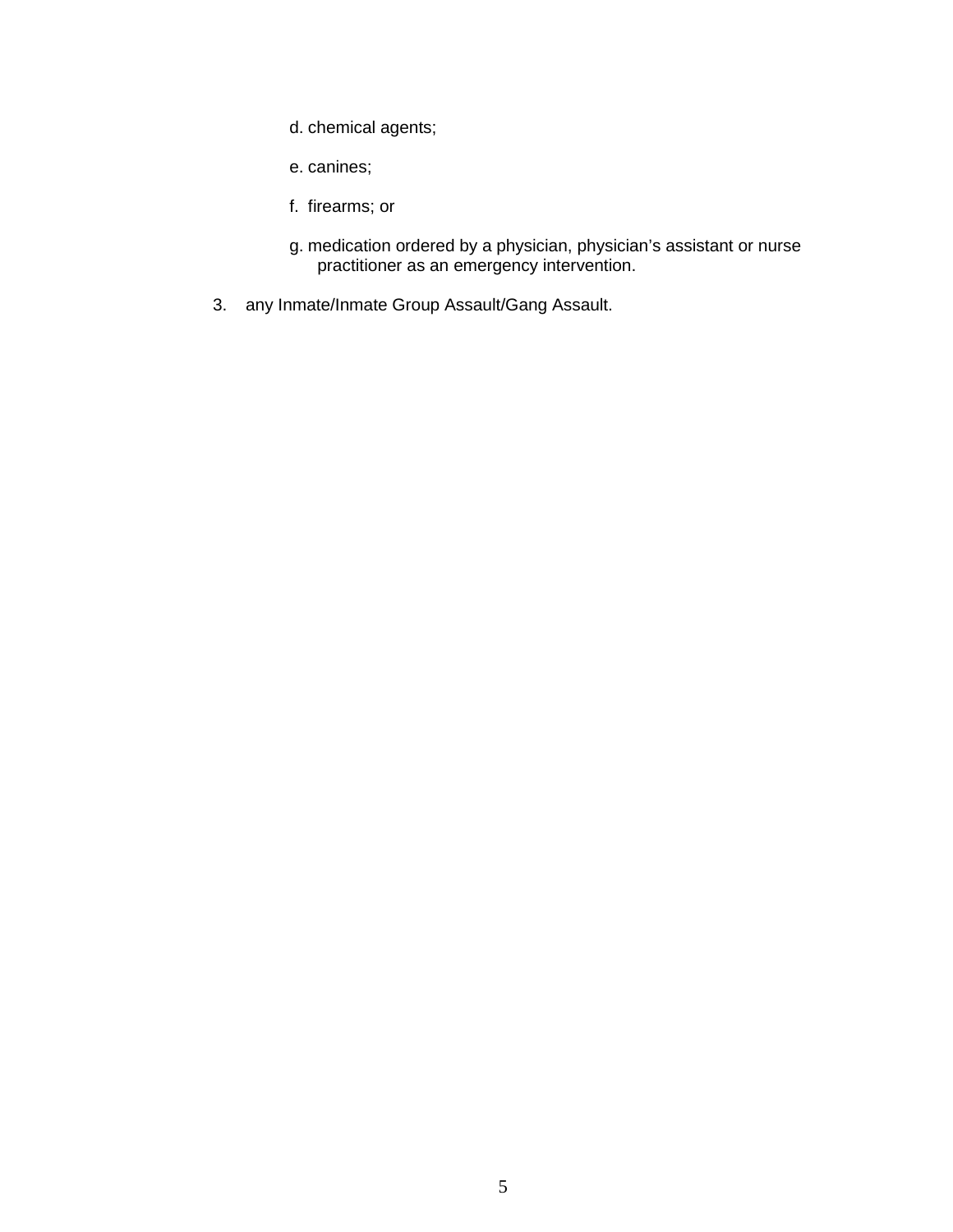d. chemical agents;

    e. canines;

    f. firearms; or

    g. medication ordered by a physician, physician's assistant or nurse practitioner as an emergency intervention.

3. any Inmate/Inmate Group Assault/Gang Assault.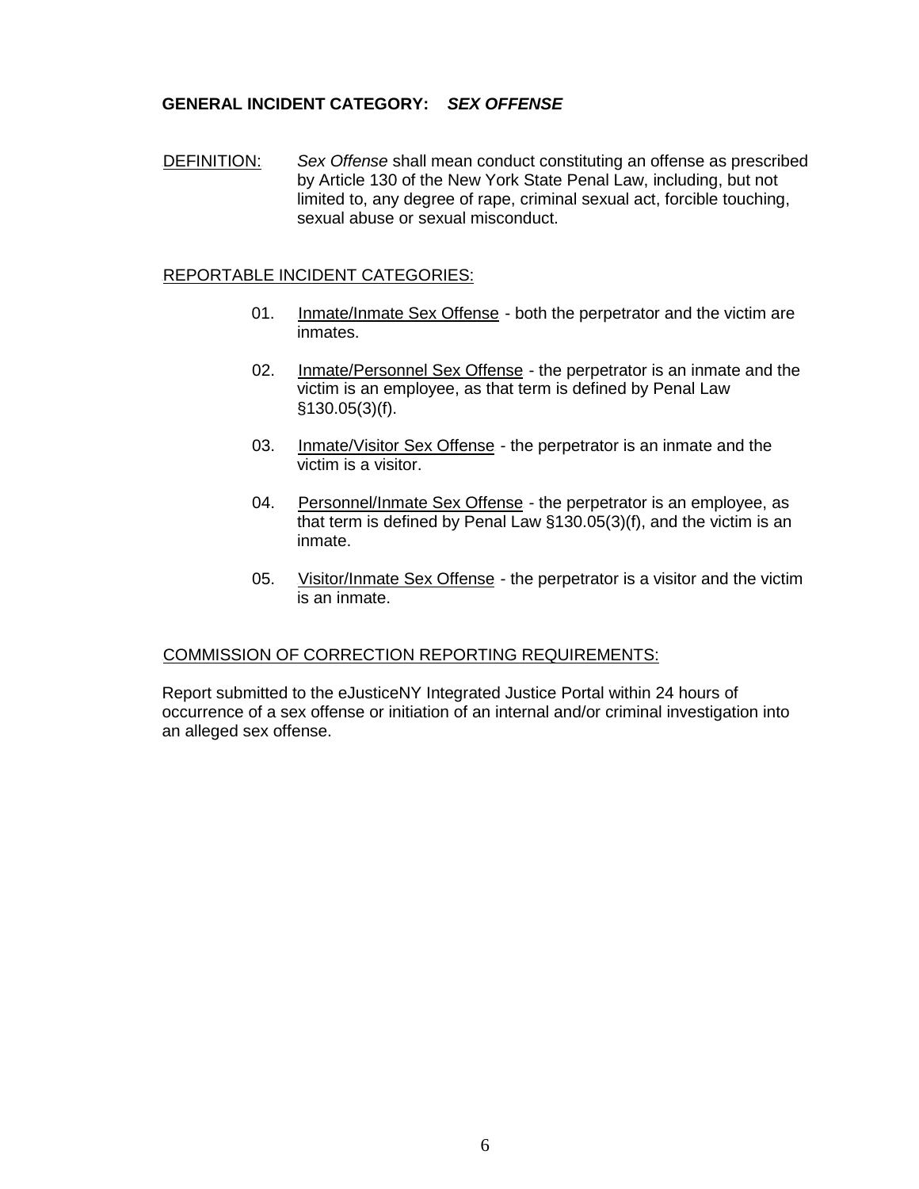**GENERAL INCIDENT CATEGORY:** ***SEX OFFENSE***

DEFINITION: *Sex Offense* shall mean conduct constituting an offense as prescribed by Article 130 of the New York State Penal Law, including, but not limited to, any degree of rape, criminal sexual act, forcible touching, sexual abuse or sexual misconduct.

REPORTABLE INCIDENT CATEGORIES:

01. Inmate/Inmate Sex Offense - both the perpetrator and the victim are inmates.

02. Inmate/Personnel Sex Offense - the perpetrator is an inmate and the victim is an employee, as that term is defined by Penal Law §130.05(3)(f).

03. Inmate/Visitor Sex Offense - the perpetrator is an inmate and the victim is a visitor.

04. Personnel/Inmate Sex Offense - the perpetrator is an employee, as that term is defined by Penal Law §130.05(3)(f), and the victim is an inmate.

05. Visitor/Inmate Sex Offense - the perpetrator is a visitor and the victim is an inmate.

COMMISSION OF CORRECTION REPORTING REQUIREMENTS:

Report submitted to the eJusticeNY Integrated Justice Portal within 24 hours of occurrence of a sex offense or initiation of an internal and/or criminal investigation into an alleged sex offense.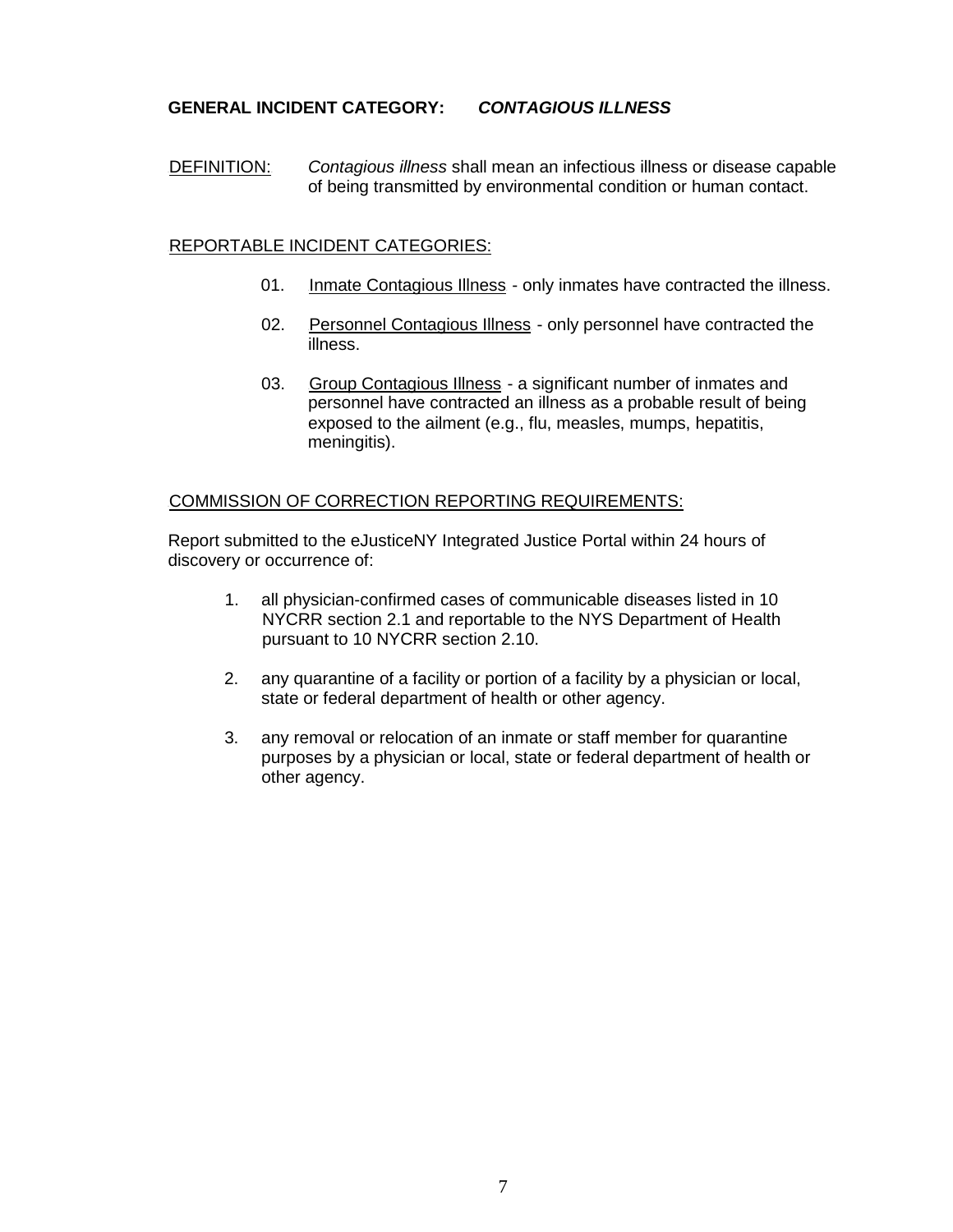**GENERAL INCIDENT CATEGORY:** ***CONTAGIOUS ILLNESS***

DEFINITION: *Contagious illness* shall mean an infectious illness or disease capable of being transmitted by environmental condition or human contact.

REPORTABLE INCIDENT CATEGORIES:

01. Inmate Contagious Illness - only inmates have contracted the illness.

02. Personnel Contagious Illness - only personnel have contracted the illness.

03. Group Contagious Illness - a significant number of inmates and personnel have contracted an illness as a probable result of being exposed to the ailment (e.g., flu, measles, mumps, hepatitis, meningitis).

COMMISSION OF CORRECTION REPORTING REQUIREMENTS:

Report submitted to the eJusticeNY Integrated Justice Portal within 24 hours of discovery or occurrence of:

1. all physician-confirmed cases of communicable diseases listed in 10 NYCRR section 2.1 and reportable to the NYS Department of Health pursuant to 10 NYCRR section 2.10.

2. any quarantine of a facility or portion of a facility by a physician or local, state or federal department of health or other agency.

3. any removal or relocation of an inmate or staff member for quarantine purposes by a physician or local, state or federal department of health or other agency.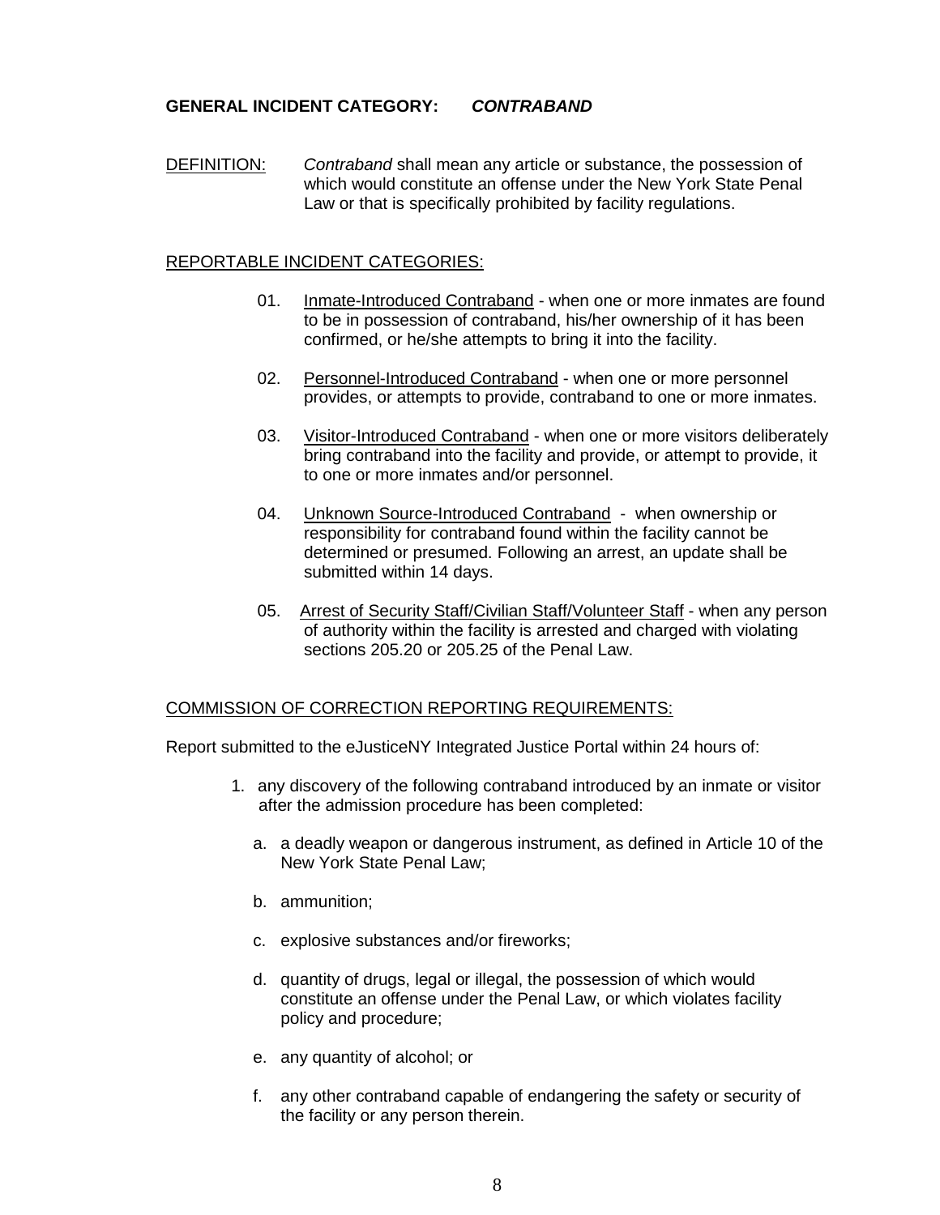**GENERAL INCIDENT CATEGORY:** ***CONTRABAND***

DEFINITION: *Contraband* shall mean any article or substance, the possession of which would constitute an offense under the New York State Penal Law or that is specifically prohibited by facility regulations.

REPORTABLE INCIDENT CATEGORIES:

01. Inmate-Introduced Contraband - when one or more inmates are found to be in possession of contraband, his/her ownership of it has been confirmed, or he/she attempts to bring it into the facility.

02. Personnel-Introduced Contraband - when one or more personnel provides, or attempts to provide, contraband to one or more inmates.

03. Visitor-Introduced Contraband - when one or more visitors deliberately bring contraband into the facility and provide, or attempt to provide, it to one or more inmates and/or personnel.

04. Unknown Source-Introduced Contraband - when ownership or responsibility for contraband found within the facility cannot be determined or presumed. Following an arrest, an update shall be submitted within 14 days.

05. Arrest of Security Staff/Civilian Staff/Volunteer Staff - when any person of authority within the facility is arrested and charged with violating sections 205.20 or 205.25 of the Penal Law.

COMMISSION OF CORRECTION REPORTING REQUIREMENTS:

Report submitted to the eJusticeNY Integrated Justice Portal within 24 hours of:

1. any discovery of the following contraband introduced by an inmate or visitor after the admission procedure has been completed:
   a. a deadly weapon or dangerous instrument, as defined in Article 10 of the New York State Penal Law;
   b. ammunition;
   c. explosive substances and/or fireworks;
   d. quantity of drugs, legal or illegal, the possession of which would constitute an offense under the Penal Law, or which violates facility policy and procedure;
   e. any quantity of alcohol; or
   f. any other contraband capable of endangering the safety or security of the facility or any person therein.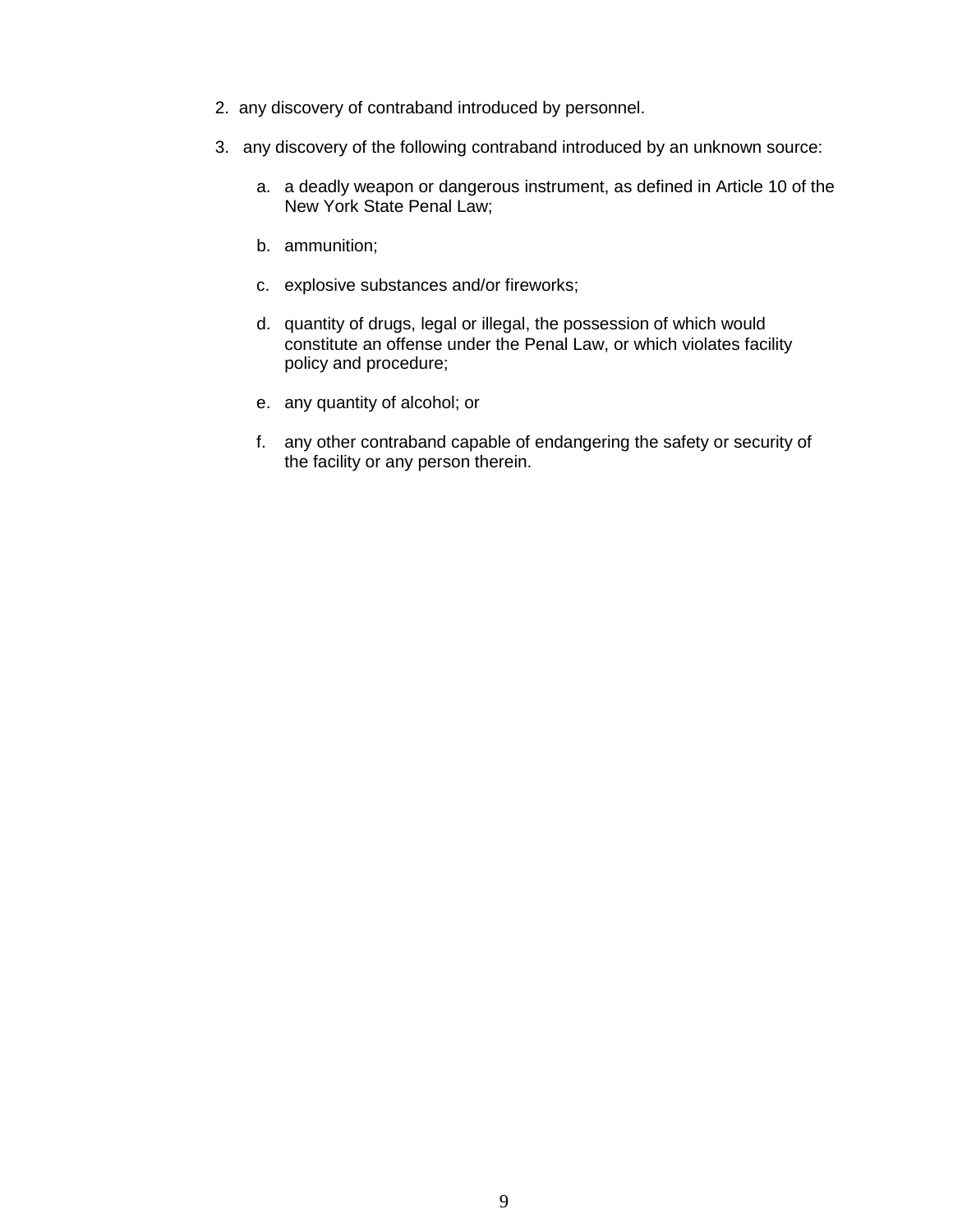2. any discovery of contraband introduced by personnel.

3. any discovery of the following contraband introduced by an unknown source:

   a. a deadly weapon or dangerous instrument, as defined in Article 10 of the New York State Penal Law;

   b. ammunition;

   c. explosive substances and/or fireworks;

   d. quantity of drugs, legal or illegal, the possession of which would constitute an offense under the Penal Law, or which violates facility policy and procedure;

   e. any quantity of alcohol; or

   f. any other contraband capable of endangering the safety or security of the facility or any person therein.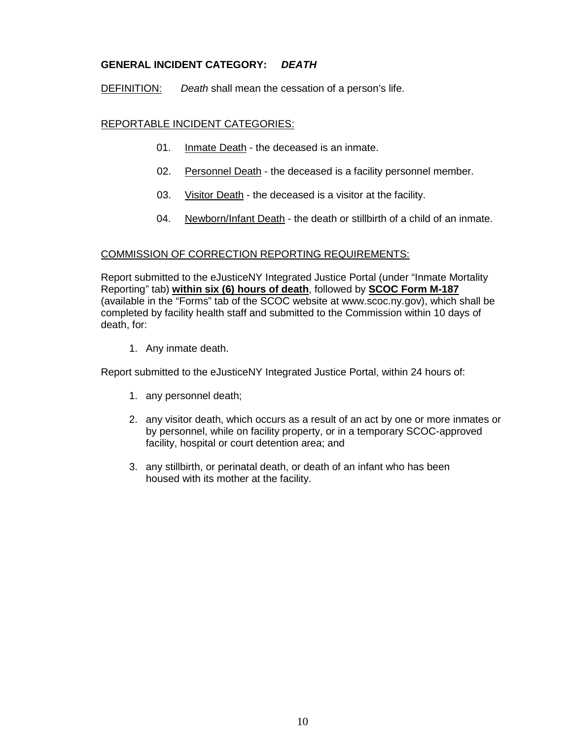**GENERAL INCIDENT CATEGORY:** ***DEATH***

DEFINITION: *Death* shall mean the cessation of a person's life.

REPORTABLE INCIDENT CATEGORIES:

01. Inmate Death - the deceased is an inmate.

02. Personnel Death - the deceased is a facility personnel member.

03. Visitor Death - the deceased is a visitor at the facility.

04. Newborn/Infant Death - the death or stillbirth of a child of an inmate.

COMMISSION OF CORRECTION REPORTING REQUIREMENTS:

Report submitted to the eJusticeNY Integrated Justice Portal (under "Inmate Mortality Reporting" tab) **within six (6) hours of death**, followed by **SCOC Form M-187** (available in the "Forms" tab of the SCOC website at www.scoc.ny.gov), which shall be completed by facility health staff and submitted to the Commission within 10 days of death, for:

1. Any inmate death.

Report submitted to the eJusticeNY Integrated Justice Portal, within 24 hours of:

1. any personnel death;
2. any visitor death, which occurs as a result of an act by one or more inmates or by personnel, while on facility property, or in a temporary SCOC-approved facility, hospital or court detention area; and
3. any stillbirth, or perinatal death, or death of an infant who has been housed with its mother at the facility.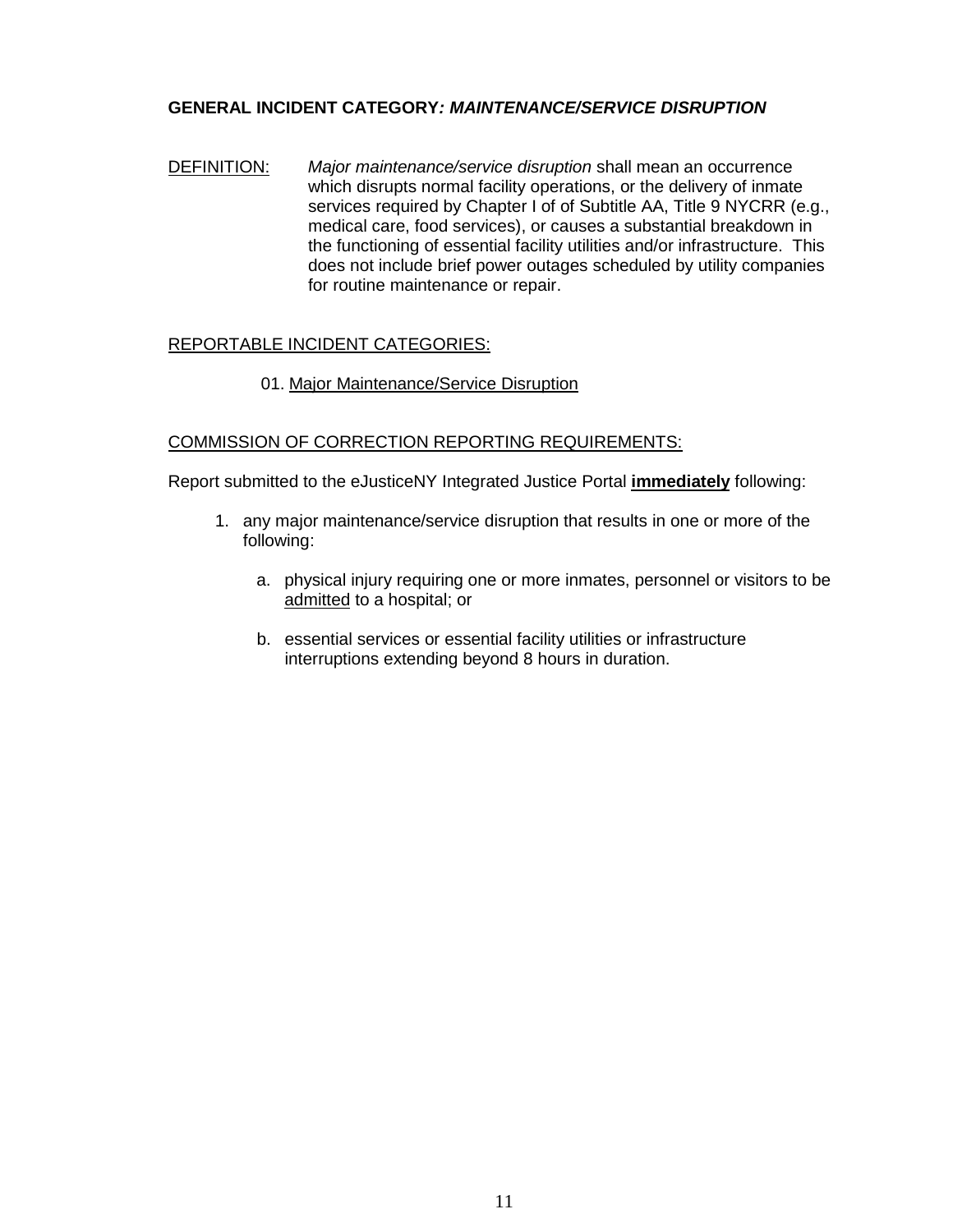**GENERAL INCIDENT CATEGORY*: MAINTENANCE/SERVICE DISRUPTION***

DEFINITION: *Major maintenance/service disruption* shall mean an occurrence which disrupts normal facility operations, or the delivery of inmate services required by Chapter I of of Subtitle AA, Title 9 NYCRR (e.g., medical care, food services), or causes a substantial breakdown in the functioning of essential facility utilities and/or infrastructure. This does not include brief power outages scheduled by utility companies for routine maintenance or repair.

REPORTABLE INCIDENT CATEGORIES:

01. Major Maintenance/Service Disruption

COMMISSION OF CORRECTION REPORTING REQUIREMENTS:

Report submitted to the eJusticeNY Integrated Justice Portal **immediately** following:

1. any major maintenance/service disruption that results in one or more of the following:

   a. physical injury requiring one or more inmates, personnel or visitors to be admitted to a hospital; or

   b. essential services or essential facility utilities or infrastructure interruptions extending beyond 8 hours in duration.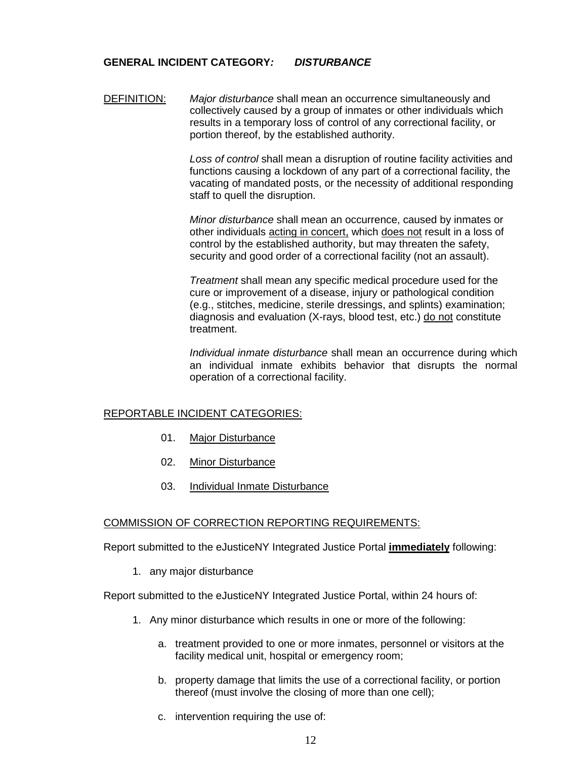**GENERAL INCIDENT CATEGORY:** ***DISTURBANCE***

DEFINITION: *Major disturbance* shall mean an occurrence simultaneously and collectively caused by a group of inmates or other individuals which results in a temporary loss of control of any correctional facility, or portion thereof, by the established authority.

*Loss of control* shall mean a disruption of routine facility activities and functions causing a lockdown of any part of a correctional facility, the vacating of mandated posts, or the necessity of additional responding staff to quell the disruption.

*Minor disturbance* shall mean an occurrence, caused by inmates or other individuals acting in concert, which does not result in a loss of control by the established authority, but may threaten the safety, security and good order of a correctional facility (not an assault).

*Treatment* shall mean any specific medical procedure used for the cure or improvement of a disease, injury or pathological condition (e.g., stitches, medicine, sterile dressings, and splints) examination; diagnosis and evaluation (X-rays, blood test, etc.) do not constitute treatment.

*Individual inmate disturbance* shall mean an occurrence during which an individual inmate exhibits behavior that disrupts the normal operation of a correctional facility.

REPORTABLE INCIDENT CATEGORIES:

01. Major Disturbance

02. Minor Disturbance

03. Individual Inmate Disturbance

COMMISSION OF CORRECTION REPORTING REQUIREMENTS:

Report submitted to the eJusticeNY Integrated Justice Portal **immediately** following:

1. any major disturbance

Report submitted to the eJusticeNY Integrated Justice Portal, within 24 hours of:

1. Any minor disturbance which results in one or more of the following:

    a. treatment provided to one or more inmates, personnel or visitors at the facility medical unit, hospital or emergency room;

    b. property damage that limits the use of a correctional facility, or portion thereof (must involve the closing of more than one cell);

    c. intervention requiring the use of: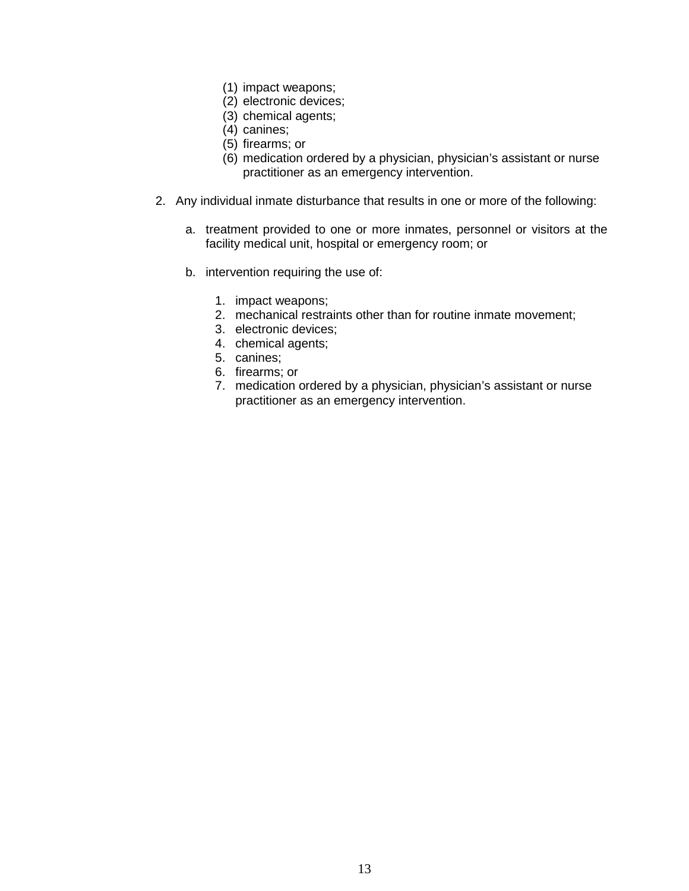(1) impact weapons;
(2) electronic devices;
(3) chemical agents;
(4) canines;
(5) firearms; or
(6) medication ordered by a physician, physician's assistant or nurse practitioner as an emergency intervention.

2. Any individual inmate disturbance that results in one or more of the following:

   a. treatment provided to one or more inmates, personnel or visitors at the facility medical unit, hospital or emergency room; or

   b. intervention requiring the use of:

      1. impact weapons;
      2. mechanical restraints other than for routine inmate movement;
      3. electronic devices;
      4. chemical agents;
      5. canines;
      6. firearms; or
      7. medication ordered by a physician, physician's assistant or nurse practitioner as an emergency intervention.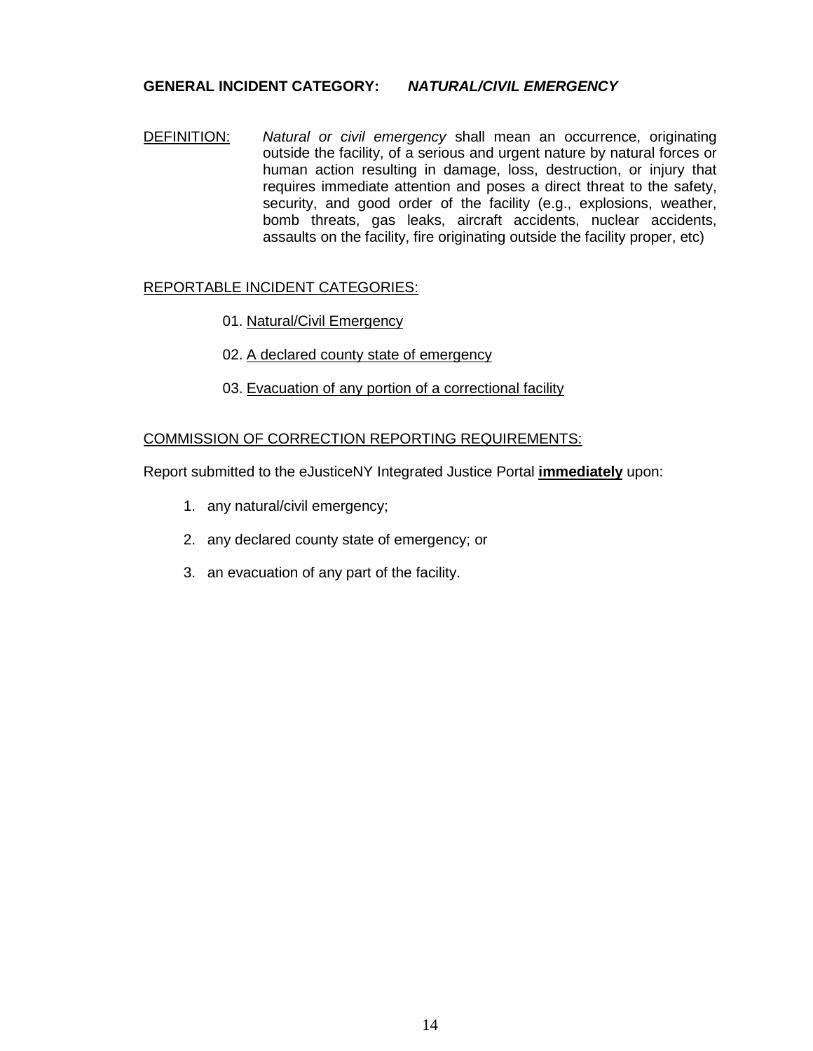**GENERAL INCIDENT CATEGORY:** ***NATURAL/CIVIL EMERGENCY***

DEFINITION: *Natural or civil emergency* shall mean an occurrence, originating outside the facility, of a serious and urgent nature by natural forces or human action resulting in damage, loss, destruction, or injury that requires immediate attention and poses a direct threat to the safety, security, and good order of the facility (e.g., explosions, weather, bomb threats, gas leaks, aircraft accidents, nuclear accidents, assaults on the facility, fire originating outside the facility proper, etc)

REPORTABLE INCIDENT CATEGORIES:

01. Natural/Civil Emergency

02. A declared county state of emergency

03. Evacuation of any portion of a correctional facility

COMMISSION OF CORRECTION REPORTING REQUIREMENTS:

Report submitted to the eJusticeNY Integrated Justice Portal **immediately** upon:

1. any natural/civil emergency;
2. any declared county state of emergency; or
3. an evacuation of any part of the facility.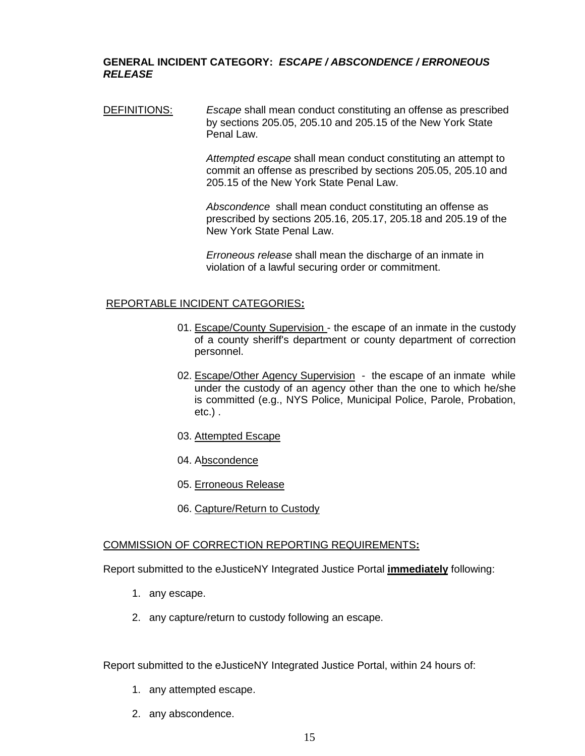**GENERAL INCIDENT CATEGORY:** ***ESCAPE / ABSCONDENCE / ERRONEOUS RELEASE***

DEFINITIONS:

*Escape* shall mean conduct constituting an offense as prescribed by sections 205.05, 205.10 and 205.15 of the New York State Penal Law.

*Attempted escape* shall mean conduct constituting an attempt to commit an offense as prescribed by sections 205.05, 205.10 and 205.15 of the New York State Penal Law.

*Abscondence* shall mean conduct constituting an offense as prescribed by sections 205.16, 205.17, 205.18 and 205.19 of the New York State Penal Law.

*Erroneous release* shall mean the discharge of an inmate in violation of a lawful securing order or commitment.

REPORTABLE INCIDENT CATEGORIES**:**

01. Escape/County Supervision - the escape of an inmate in the custody of a county sheriff's department or county department of correction personnel.

02. Escape/Other Agency Supervision - the escape of an inmate while under the custody of an agency other than the one to which he/she is committed (e.g., NYS Police, Municipal Police, Parole, Probation, etc.) .

03. Attempted Escape

04. Abscondence

05. Erroneous Release

06. Capture/Return to Custody

COMMISSION OF CORRECTION REPORTING REQUIREMENTS**:**

Report submitted to the eJusticeNY Integrated Justice Portal **immediately** following:

1. any escape.
2. any capture/return to custody following an escape.

Report submitted to the eJusticeNY Integrated Justice Portal, within 24 hours of:

1. any attempted escape.
2. any abscondence.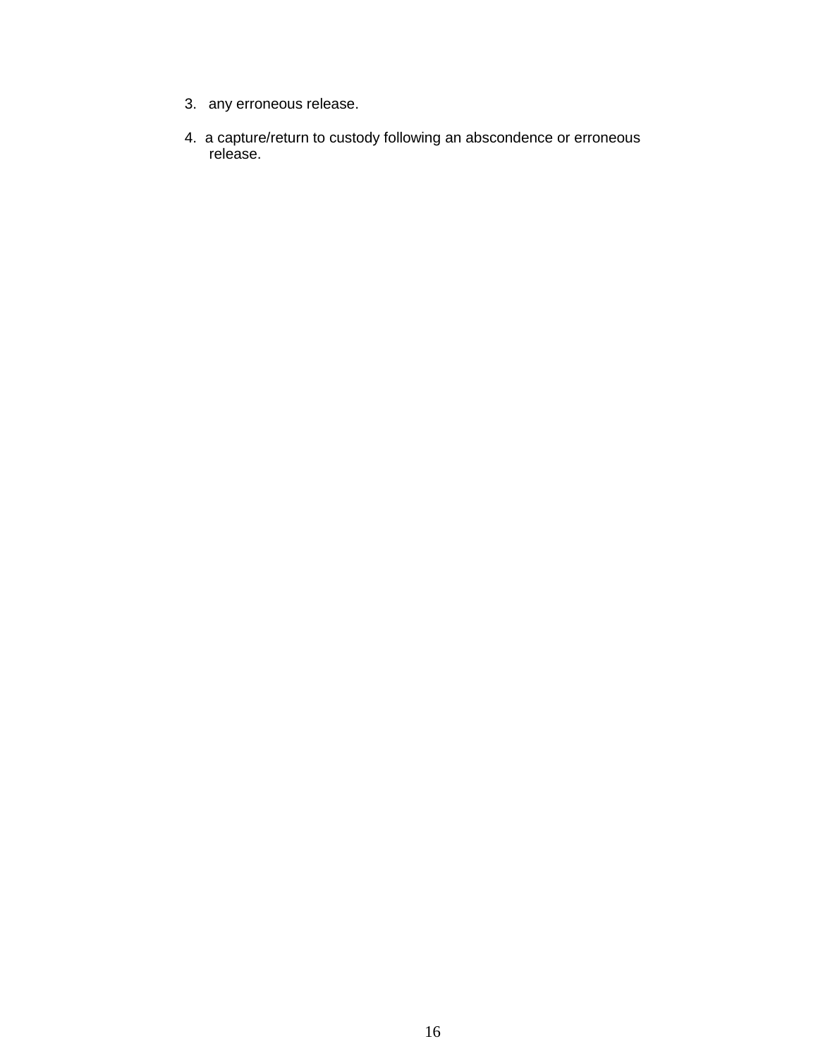3. any erroneous release.

4. a capture/return to custody following an abscondence or erroneous release.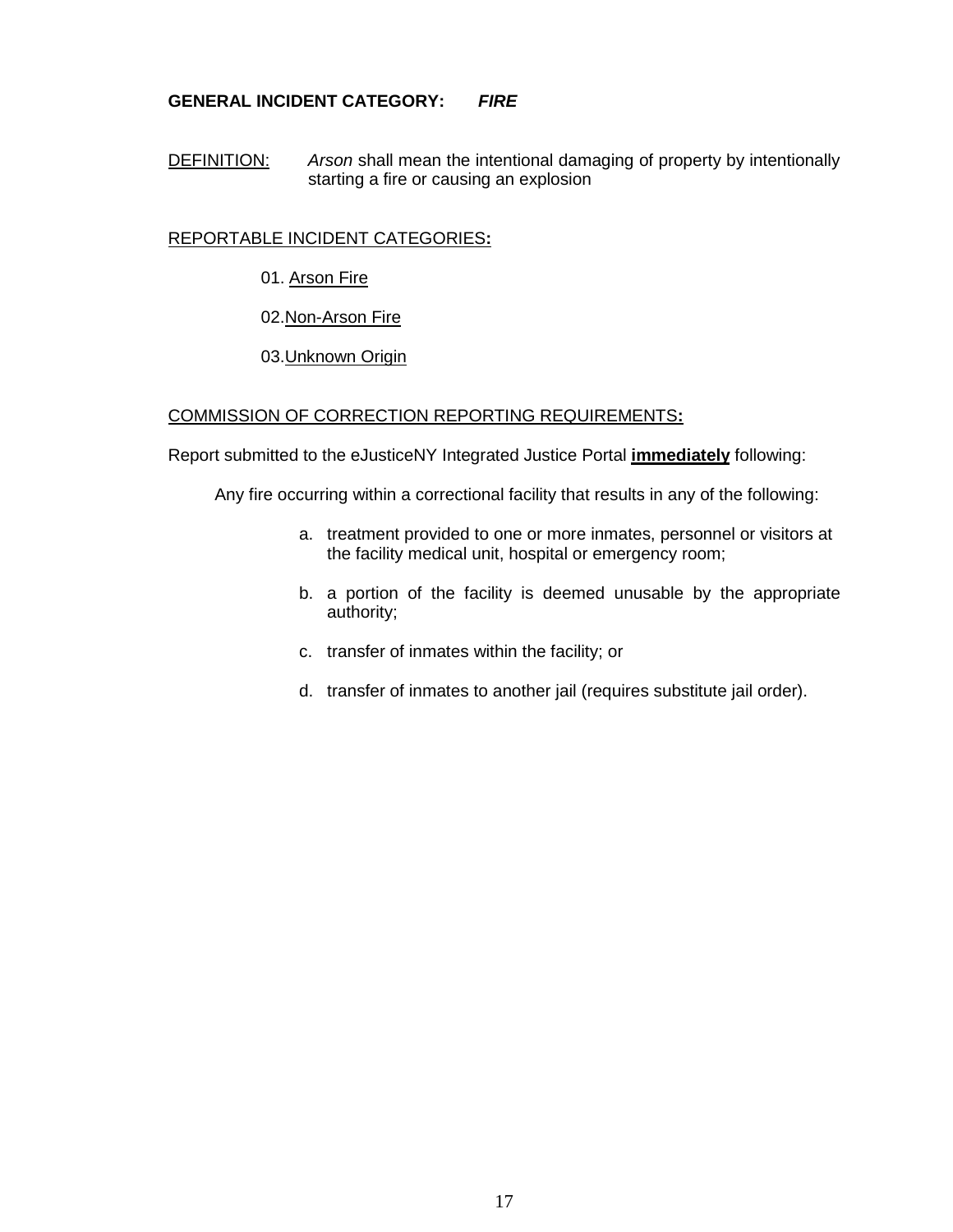**GENERAL INCIDENT CATEGORY:** ***FIRE***

DEFINITION: *Arson* shall mean the intentional damaging of property by intentionally starting a fire or causing an explosion

REPORTABLE INCIDENT CATEGORIES**:**

01. Arson Fire

02. Non-Arson Fire

03. Unknown Origin

COMMISSION OF CORRECTION REPORTING REQUIREMENTS**:**

Report submitted to the eJusticeNY Integrated Justice Portal **immediately** following:

Any fire occurring within a correctional facility that results in any of the following:

a. treatment provided to one or more inmates, personnel or visitors at the facility medical unit, hospital or emergency room;

b. a portion of the facility is deemed unusable by the appropriate authority;

c. transfer of inmates within the facility; or

d. transfer of inmates to another jail (requires substitute jail order).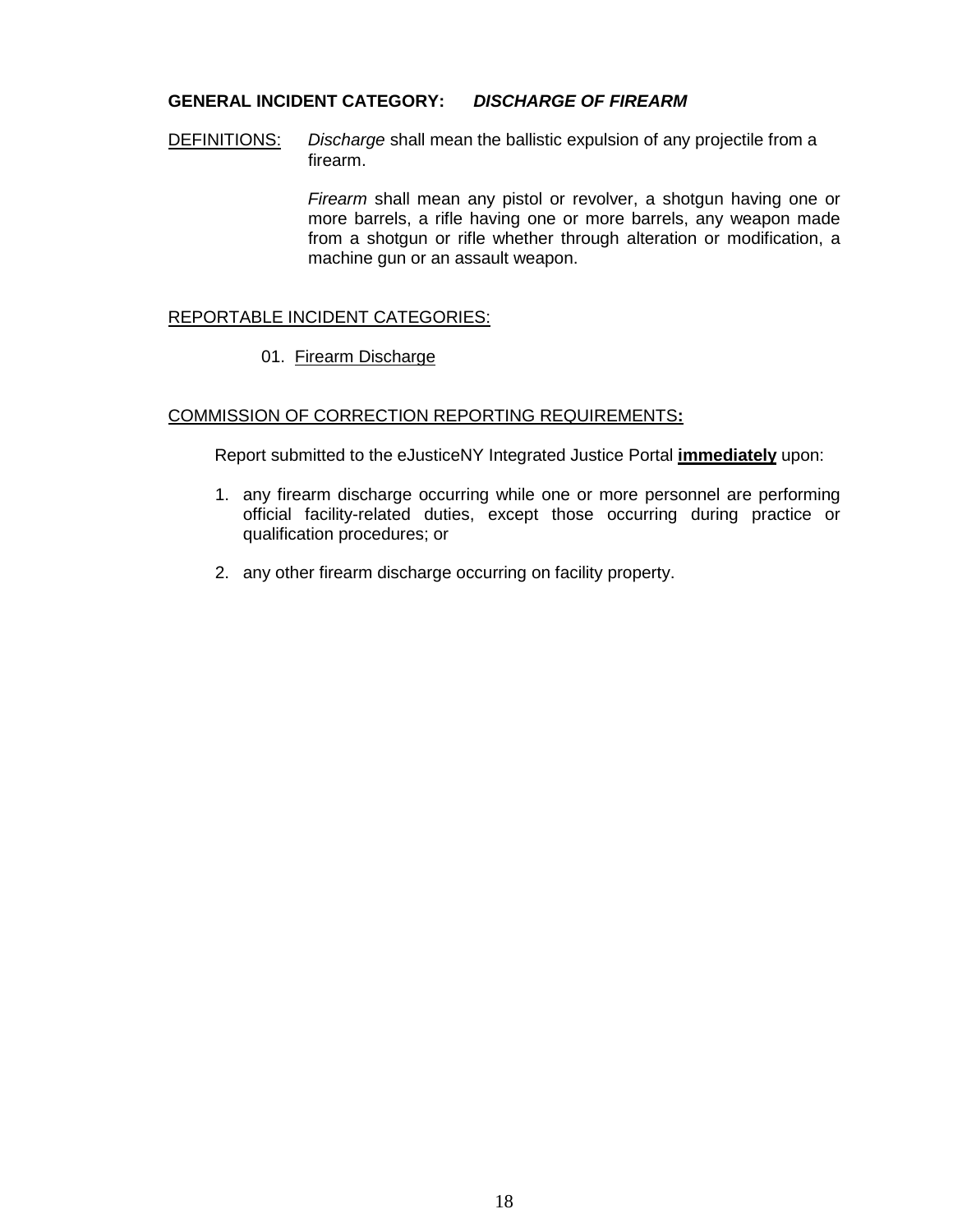**GENERAL INCIDENT CATEGORY:** ***DISCHARGE OF FIREARM***

DEFINITIONS: *Discharge* shall mean the ballistic expulsion of any projectile from a firearm.

*Firearm* shall mean any pistol or revolver, a shotgun having one or more barrels, a rifle having one or more barrels, any weapon made from a shotgun or rifle whether through alteration or modification, a machine gun or an assault weapon.

REPORTABLE INCIDENT CATEGORIES:

01. Firearm Discharge

COMMISSION OF CORRECTION REPORTING REQUIREMENTS**:**

Report submitted to the eJusticeNY Integrated Justice Portal **immediately** upon:

1. any firearm discharge occurring while one or more personnel are performing official facility-related duties, except those occurring during practice or qualification procedures; or

2. any other firearm discharge occurring on facility property.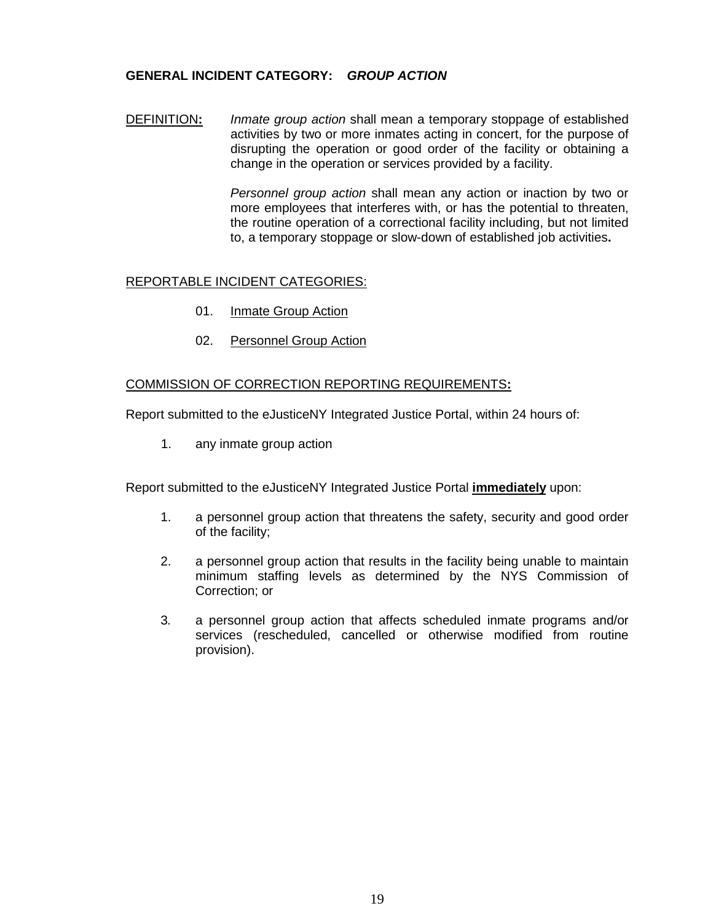**GENERAL INCIDENT CATEGORY:** ***GROUP ACTION***

DEFINITION**:** *Inmate group action* shall mean a temporary stoppage of established activities by two or more inmates acting in concert, for the purpose of disrupting the operation or good order of the facility or obtaining a change in the operation or services provided by a facility.

*Personnel group action* shall mean any action or inaction by two or more employees that interferes with, or has the potential to threaten, the routine operation of a correctional facility including, but not limited to, a temporary stoppage or slow-down of established job activities**.**

REPORTABLE INCIDENT CATEGORIES:

01. Inmate Group Action

02. Personnel Group Action

COMMISSION OF CORRECTION REPORTING REQUIREMENTS**:**

Report submitted to the eJusticeNY Integrated Justice Portal, within 24 hours of:

1. any inmate group action

Report submitted to the eJusticeNY Integrated Justice Portal **immediately** upon:

1. a personnel group action that threatens the safety, security and good order of the facility;

2. a personnel group action that results in the facility being unable to maintain minimum staffing levels as determined by the NYS Commission of Correction; or

3. a personnel group action that affects scheduled inmate programs and/or services (rescheduled, cancelled or otherwise modified from routine provision).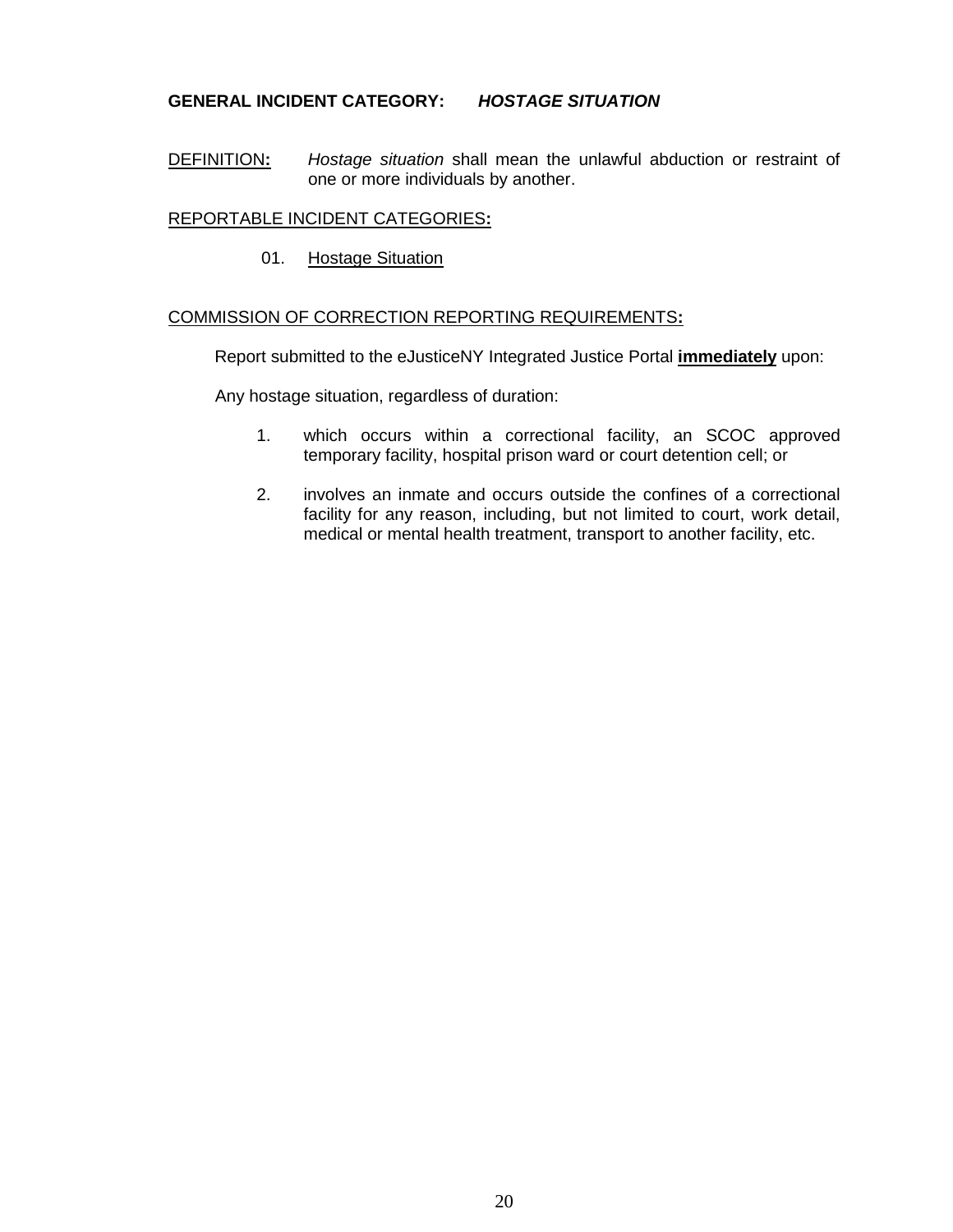**GENERAL INCIDENT CATEGORY:** ***HOSTAGE SITUATION***

DEFINITION**:** *Hostage situation* shall mean the unlawful abduction or restraint of one or more individuals by another.

REPORTABLE INCIDENT CATEGORIES**:**

01. Hostage Situation

COMMISSION OF CORRECTION REPORTING REQUIREMENTS**:**

Report submitted to the eJusticeNY Integrated Justice Portal **immediately** upon:

Any hostage situation, regardless of duration:

1. which occurs within a correctional facility, an SCOC approved temporary facility, hospital prison ward or court detention cell; or

2. involves an inmate and occurs outside the confines of a correctional facility for any reason, including, but not limited to court, work detail, medical or mental health treatment, transport to another facility, etc.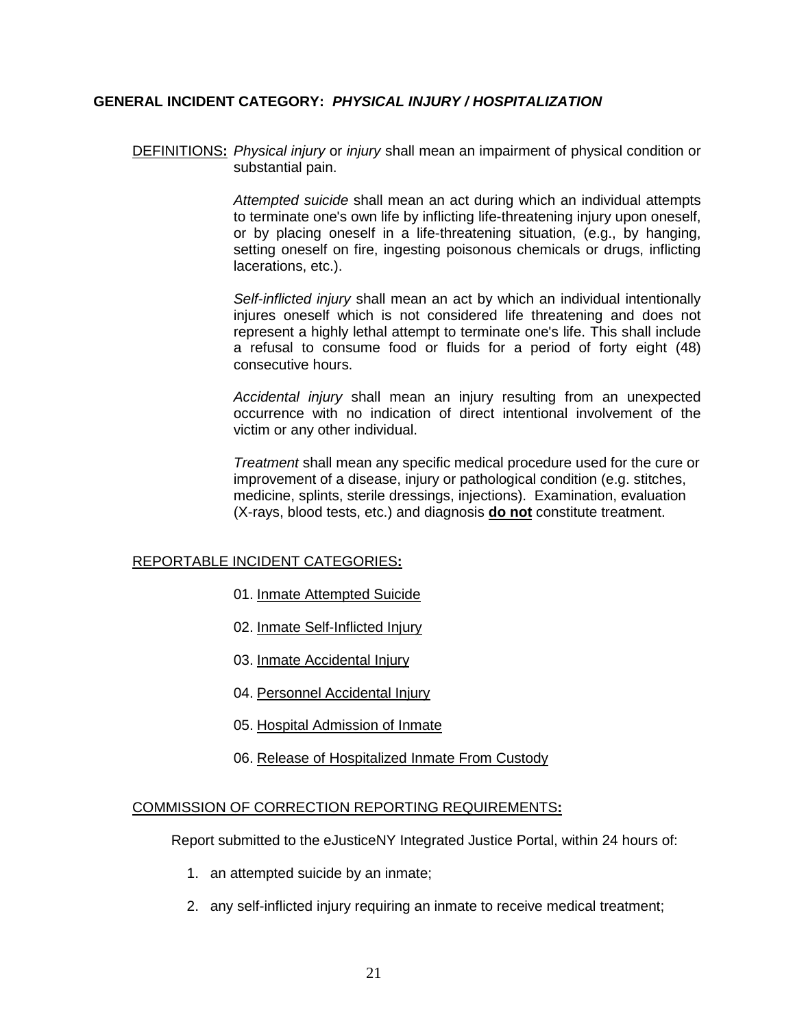**GENERAL INCIDENT CATEGORY:** ***PHYSICAL INJURY / HOSPITALIZATION***

DEFINITIONS**:** *Physical injury* or *injury* shall mean an impairment of physical condition or substantial pain.

*Attempted suicide* shall mean an act during which an individual attempts to terminate one's own life by inflicting life-threatening injury upon oneself, or by placing oneself in a life-threatening situation, (e.g., by hanging, setting oneself on fire, ingesting poisonous chemicals or drugs, inflicting lacerations, etc.).

*Self-inflicted injury* shall mean an act by which an individual intentionally injures oneself which is not considered life threatening and does not represent a highly lethal attempt to terminate one's life. This shall include a refusal to consume food or fluids for a period of forty eight (48) consecutive hours.

*Accidental injury* shall mean an injury resulting from an unexpected occurrence with no indication of direct intentional involvement of the victim or any other individual.

*Treatment* shall mean any specific medical procedure used for the cure or improvement of a disease, injury or pathological condition (e.g. stitches, medicine, splints, sterile dressings, injections). Examination, evaluation (X-rays, blood tests, etc.) and diagnosis **do not** constitute treatment.

REPORTABLE INCIDENT CATEGORIES**:**

01. Inmate Attempted Suicide

02. Inmate Self-Inflicted Injury

03. Inmate Accidental Injury

04. Personnel Accidental Injury

05. Hospital Admission of Inmate

06. Release of Hospitalized Inmate From Custody

COMMISSION OF CORRECTION REPORTING REQUIREMENTS**:**

Report submitted to the eJusticeNY Integrated Justice Portal, within 24 hours of:

1. an attempted suicide by an inmate;
2. any self-inflicted injury requiring an inmate to receive medical treatment;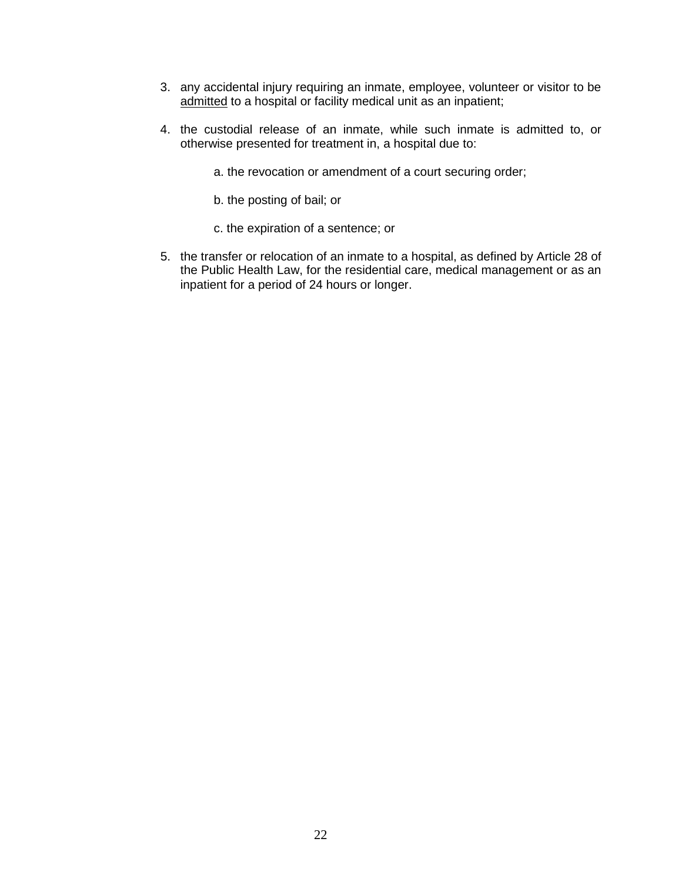3. any accidental injury requiring an inmate, employee, volunteer or visitor to be <u>admitted</u> to a hospital or facility medical unit as an inpatient;

4. the custodial release of an inmate, while such inmate is admitted to, or otherwise presented for treatment in, a hospital due to:

   a. the revocation or amendment of a court securing order;

   b. the posting of bail; or

   c. the expiration of a sentence; or

5. the transfer or relocation of an inmate to a hospital, as defined by Article 28 of the Public Health Law, for the residential care, medical management or as an inpatient for a period of 24 hours or longer.